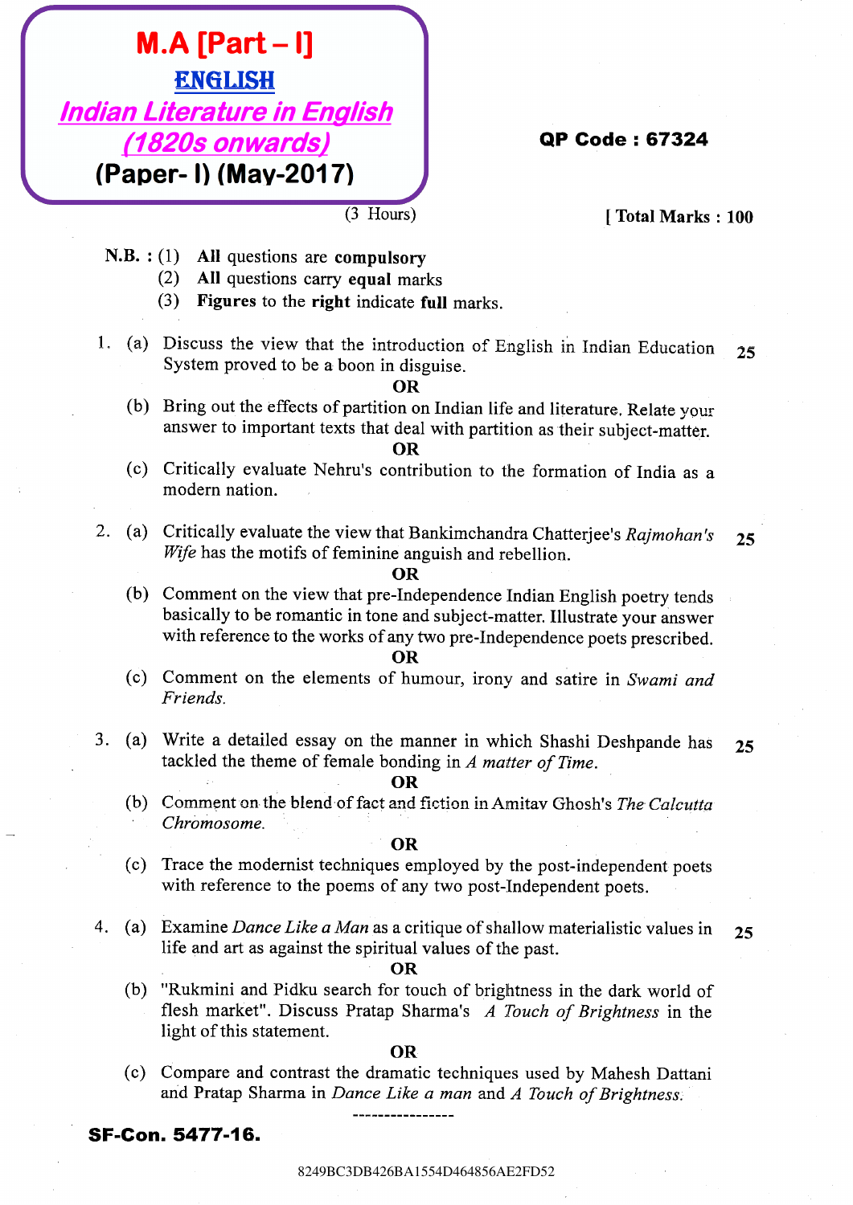# M.A [Part – I]

## ENGLISH

## *Indian Literature in English (1820s onwards)*

## (Paper- I) (May-2017)

**QP Code : 67324**

(3 Hours) **[ Total Marks : 100**

N.B. : (1) **All** questions are **compulsory**
(2) **All** questions carry **equal** marks
(3) **Figures** to the **right** indicate **full** marks.

1. (a) Discuss the view that the introduction of English in Indian Education System proved to be a boon in disguise. **25**

**OR**

(b) Bring out the effects of partition on Indian life and literature. Relate your answer to important texts that deal with partition as their subject-matter.

**OR**

(c) Critically evaluate Nehru's contribution to the formation of India as a modern nation.

2. (a) Critically evaluate the view that Bankimchandra Chatterjee's *Rajmohan's Wife* has the motifs of feminine anguish and rebellion. **25**

**OR**

(b) Comment on the view that pre-Independence Indian English poetry tends basically to be romantic in tone and subject-matter. Illustrate your answer with reference to the works of any two pre-Independence poets prescribed.

**OR**

(c) Comment on the elements of humour, irony and satire in *Swami and Friends.*

3. (a) Write a detailed essay on the manner in which Shashi Deshpande has tackled the theme of female bonding in *A matter of Time*. **25**

**OR**

(b) Comment on the blend of fact and fiction in Amitav Ghosh's *The Calcutta Chromosome.*

**OR**

(c) Trace the modernist techniques employed by the post-independent poets with reference to the poems of any two post-Independent poets.

4. (a) Examine *Dance Like a Man* as a critique of shallow materialistic values in life and art as against the spiritual values of the past. **25**

**OR**

(b) "Rukmini and Pidku search for touch of brightness in the dark world of flesh market". Discuss Pratap Sharma's *A Touch of Brightness* in the light of this statement.

**OR**

(c) Compare and contrast the dramatic techniques used by Mahesh Dattani and Pratap Sharma in *Dance Like a man* and *A Touch of Brightness.*

----------------

**SF-Con. 5477-16.**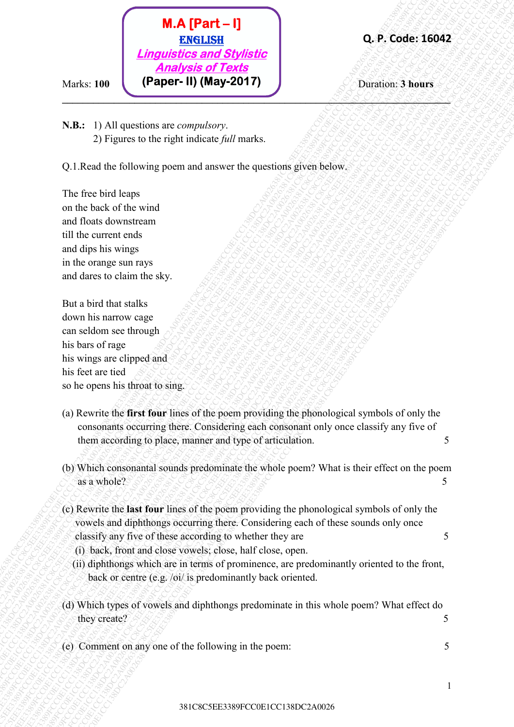**M.A [Part – I]**
**ENGLISH**
***Linguistics and Stylistic Analysis of Texts***
**(Paper- II) (May-2017)**

**Q. P. Code: 16042**

Marks: **100**

Duration: **3 hours**

---

**N.B.:** 1) All questions are *compulsory*.
2) Figures to the right indicate *full* marks.

Q.1.Read the following poem and answer the questions given below.

The free bird leaps
on the back of the wind
and floats downstream
till the current ends
and dips his wings
in the orange sun rays
and dares to claim the sky.

But a bird that stalks
down his narrow cage
can seldom see through
his bars of rage
his wings are clipped and
his feet are tied
so he opens his throat to sing.

(a) Rewrite the **first four** lines of the poem providing the phonological symbols of only the consonants occurring there. Considering each consonant only once classify any five of them according to place, manner and type of articulation. 5

(b) Which consonantal sounds predominate the whole poem? What is their effect on the poem as a whole? 5

(c) Rewrite the **last four** lines of the poem providing the phonological symbols of only the vowels and diphthongs occurring there. Considering each of these sounds only once classify any five of these according to whether they are 5

(i) back, front and close vowels; close, half close, open.

(ii) diphthongs which are in terms of prominence, are predominantly oriented to the front, back or centre (e.g. /oi/ is predominantly back oriented.

(d) Which types of vowels and diphthongs predominate in this whole poem? What effect do they create? 5

(e) Comment on any one of the following in the poem: 5

381C8C5EE3389FCC0E1CC138DC2A0026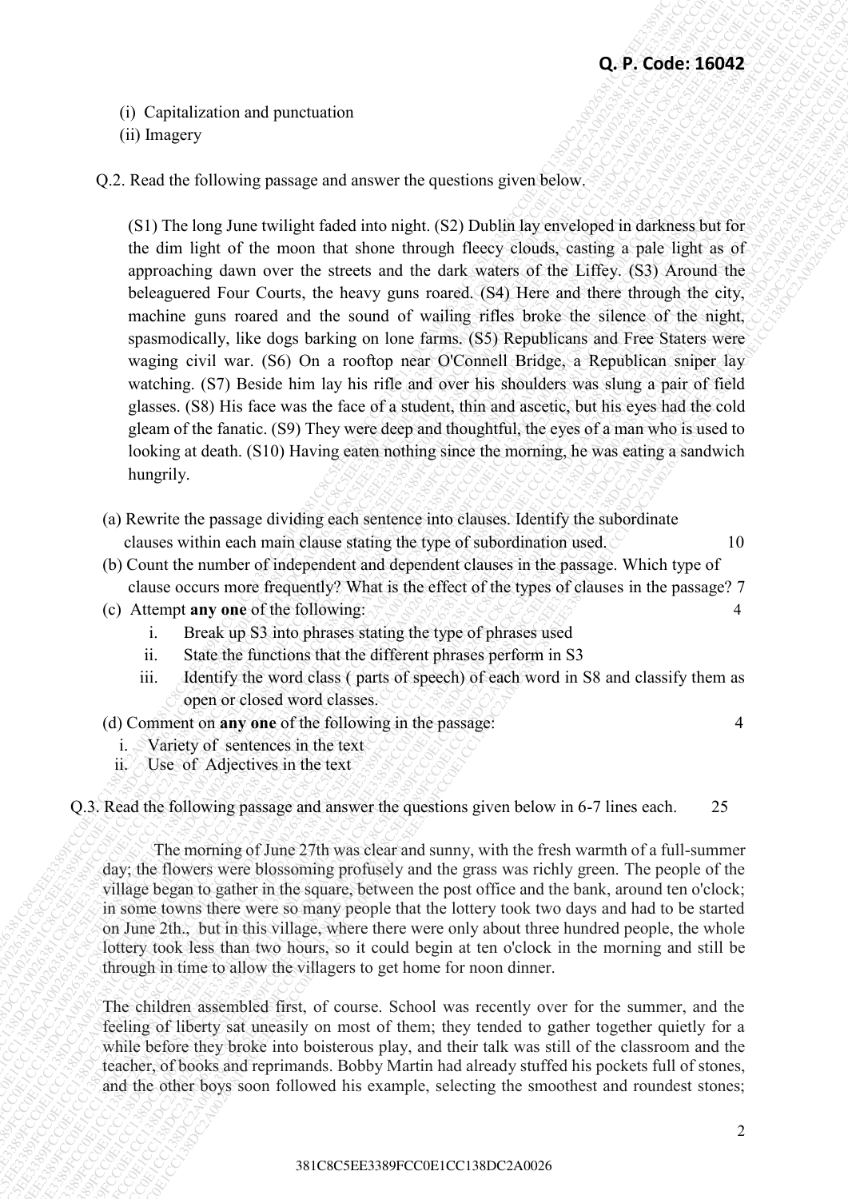(i) Capitalization and punctuation
(ii) Imagery

Q.2. Read the following passage and answer the questions given below.

(S1) The long June twilight faded into night. (S2) Dublin lay enveloped in darkness but for the dim light of the moon that shone through fleecy clouds, casting a pale light as of approaching dawn over the streets and the dark waters of the Liffey. (S3) Around the beleaguered Four Courts, the heavy guns roared. (S4) Here and there through the city, machine guns roared and the sound of wailing rifles broke the silence of the night, spasmodically, like dogs barking on lone farms. (S5) Republicans and Free Staters were waging civil war. (S6) On a rooftop near O'Connell Bridge, a Republican sniper lay watching. (S7) Beside him lay his rifle and over his shoulders was slung a pair of field glasses. (S8) His face was the face of a student, thin and ascetic, but his eyes had the cold gleam of the fanatic. (S9) They were deep and thoughtful, the eyes of a man who is used to looking at death. (S10) Having eaten nothing since the morning, he was eating a sandwich hungrily.

(a) Rewrite the passage dividing each sentence into clauses. Identify the subordinate clauses within each main clause stating the type of subordination used. 10

(b) Count the number of independent and dependent clauses in the passage. Which type of clause occurs more frequently? What is the effect of the types of clauses in the passage? 7

(c) Attempt **any one** of the following: 4

i. Break up S3 into phrases stating the type of phrases used
ii. State the functions that the different phrases perform in S3
iii. Identify the word class ( parts of speech) of each word in S8 and classify them as open or closed word classes.

(d) Comment on **any one** of the following in the passage: 4

i. Variety of sentences in the text
ii. Use of Adjectives in the text

Q.3. Read the following passage and answer the questions given below in 6-7 lines each. 25

The morning of June 27th was clear and sunny, with the fresh warmth of a full-summer day; the flowers were blossoming profusely and the grass was richly green. The people of the village began to gather in the square, between the post office and the bank, around ten o'clock; in some towns there were so many people that the lottery took two days and had to be started on June 2th., but in this village, where there were only about three hundred people, the whole lottery took less than two hours, so it could begin at ten o'clock in the morning and still be through in time to allow the villagers to get home for noon dinner.

The children assembled first, of course. School was recently over for the summer, and the feeling of liberty sat uneasily on most of them; they tended to gather together quietly for a while before they broke into boisterous play, and their talk was still of the classroom and the teacher, of books and reprimands. Bobby Martin had already stuffed his pockets full of stones, and the other boys soon followed his example, selecting the smoothest and roundest stones;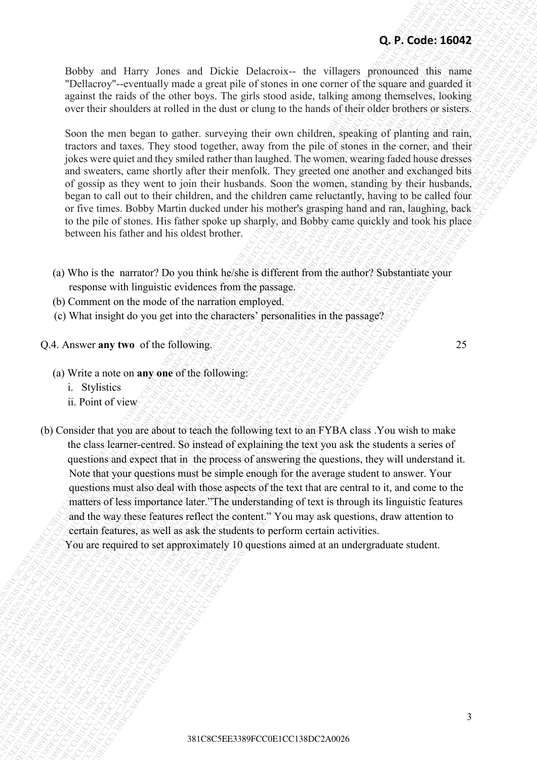Bobby and Harry Jones and Dickie Delacroix-- the villagers pronounced this name "Dellacroy"--eventually made a great pile of stones in one corner of the square and guarded it against the raids of the other boys. The girls stood aside, talking among themselves, looking over their shoulders at rolled in the dust or clung to the hands of their older brothers or sisters.

Soon the men began to gather. surveying their own children, speaking of planting and rain, tractors and taxes. They stood together, away from the pile of stones in the corner, and their jokes were quiet and they smiled rather than laughed. The women, wearing faded house dresses and sweaters, came shortly after their menfolk. They greeted one another and exchanged bits of gossip as they went to join their husbands. Soon the women, standing by their husbands, began to call out to their children, and the children came reluctantly, having to be called four or five times. Bobby Martin ducked under his mother's grasping hand and ran, laughing, back to the pile of stones. His father spoke up sharply, and Bobby came quickly and took his place between his father and his oldest brother.

(a) Who is the narrator? Do you think he/she is different from the author? Substantiate your response with linguistic evidences from the passage.

(b) Comment on the mode of the narration employed.

(c) What insight do you get into the characters' personalities in the passage?

Q.4. Answer **any two** of the following. 25

(a) Write a note on **any one** of the following:

i. Stylistics

ii. Point of view

(b) Consider that you are about to teach the following text to an FYBA class .You wish to make the class learner-centred. So instead of explaining the text you ask the students a series of questions and expect that in the process of answering the questions, they will understand it. Note that your questions must be simple enough for the average student to answer. Your questions must also deal with those aspects of the text that are central to it, and come to the matters of less importance later."The understanding of text is through its linguistic features and the way these features reflect the content." You may ask questions, draw attention to certain features, as well as ask the students to perform certain activities.

You are required to set approximately 10 questions aimed at an undergraduate student.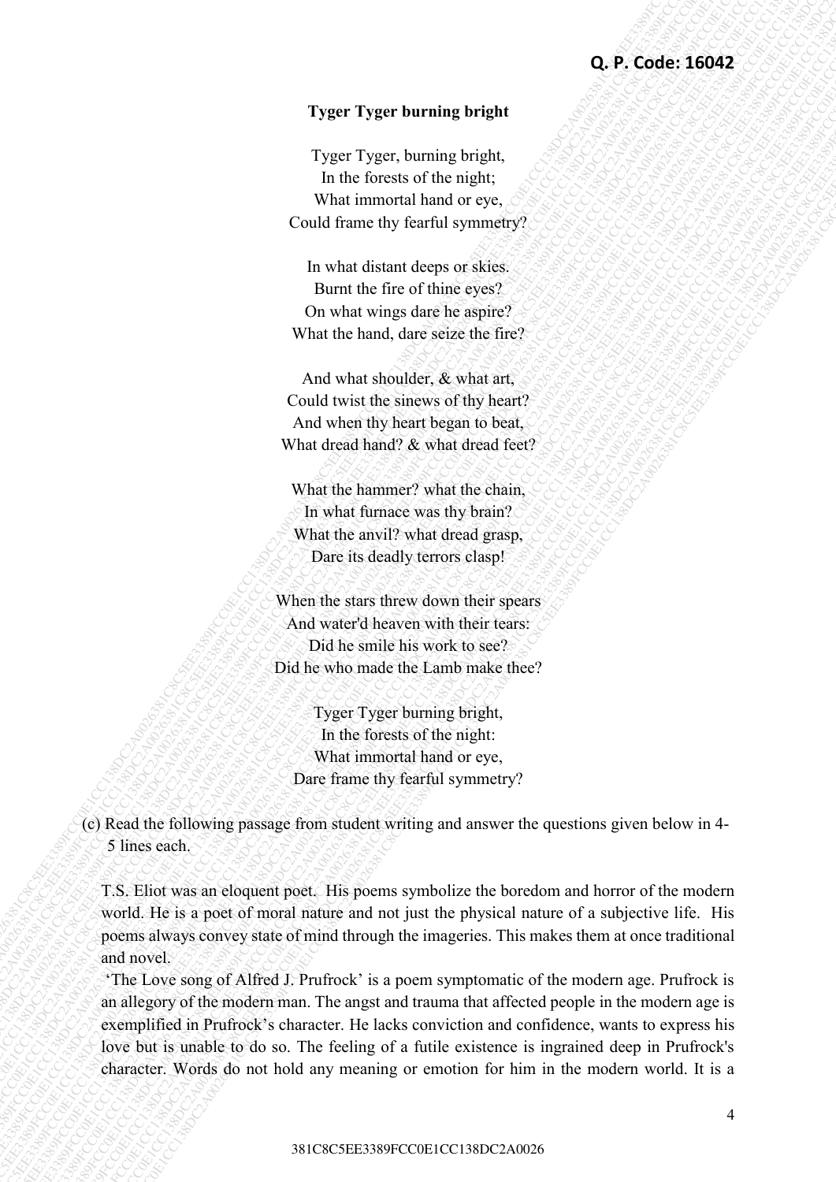**Tyger Tyger burning bright**

Tyger Tyger, burning bright,  
In the forests of the night;  
What immortal hand or eye,  
Could frame thy fearful symmetry?

In what distant deeps or skies.  
Burnt the fire of thine eyes?  
On what wings dare he aspire?  
What the hand, dare seize the fire?

And what shoulder, & what art,  
Could twist the sinews of thy heart?  
And when thy heart began to beat,  
What dread hand? & what dread feet?

What the hammer? what the chain,  
In what furnace was thy brain?  
What the anvil? what dread grasp,  
Dare its deadly terrors clasp!

When the stars threw down their spears  
And water'd heaven with their tears:  
Did he smile his work to see?  
Did he who made the Lamb make thee?

Tyger Tyger burning bright,  
In the forests of the night:  
What immortal hand or eye,  
Dare frame thy fearful symmetry?

(c) Read the following passage from student writing and answer the questions given below in 4-5 lines each.

T.S. Eliot was an eloquent poet. His poems symbolize the boredom and horror of the modern world. He is a poet of moral nature and not just the physical nature of a subjective life. His poems always convey state of mind through the imageries. This makes them at once traditional and novel.

'The Love song of Alfred J. Prufrock' is a poem symptomatic of the modern age. Prufrock is an allegory of the modern man. The angst and trauma that affected people in the modern age is exemplified in Prufrock's character. He lacks conviction and confidence, wants to express his love but is unable to do so. The feeling of a futile existence is ingrained deep in Prufrock's character. Words do not hold any meaning or emotion for him in the modern world. It is a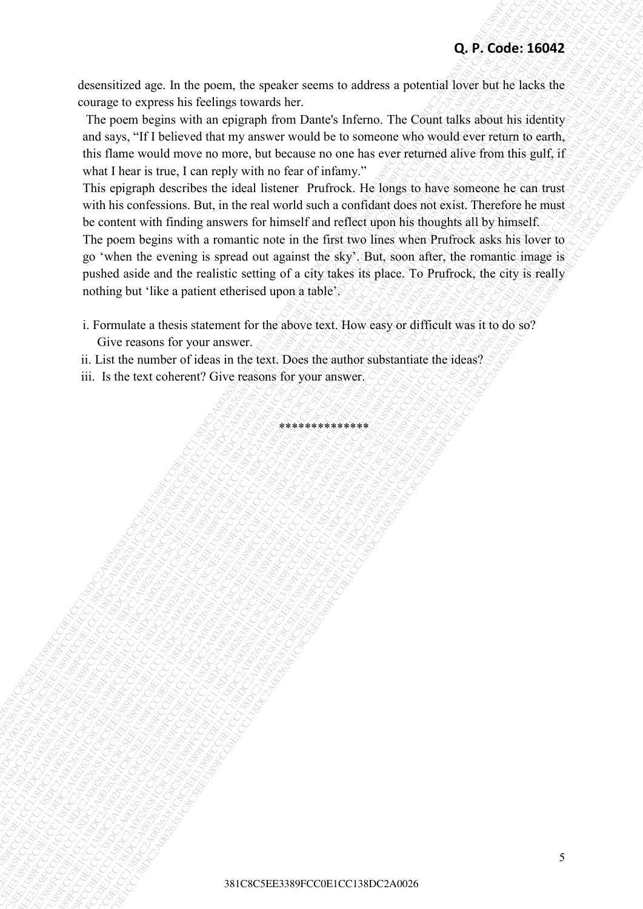desensitized age. In the poem, the speaker seems to address a potential lover but he lacks the courage to express his feelings towards her.

The poem begins with an epigraph from Dante's Inferno. The Count talks about his identity and says, "If I believed that my answer would be to someone who would ever return to earth, this flame would move no more, but because no one has ever returned alive from this gulf, if what I hear is true, I can reply with no fear of infamy."

This epigraph describes the ideal listener Prufrock. He longs to have someone he can trust with his confessions. But, in the real world such a confidant does not exist. Therefore he must be content with finding answers for himself and reflect upon his thoughts all by himself.

The poem begins with a romantic note in the first two lines when Prufrock asks his lover to go 'when the evening is spread out against the sky'. But, soon after, the romantic image is pushed aside and the realistic setting of a city takes its place. To Prufrock, the city is really nothing but 'like a patient etherised upon a table'.

i. Formulate a thesis statement for the above text. How easy or difficult was it to do so? Give reasons for your answer.

ii. List the number of ideas in the text. Does the author substantiate the ideas?

iii. Is the text coherent? Give reasons for your answer.

**************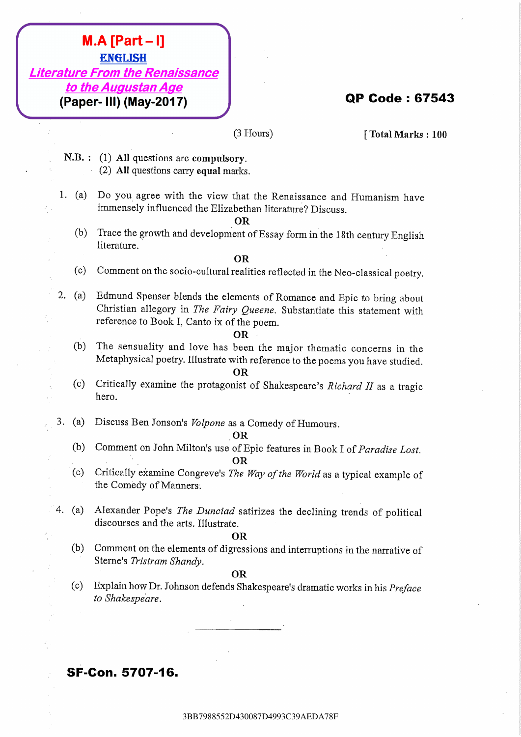**M.A [Part – I]**

**ENGLISH**

***Literature From the Renaissance to the Augustan Age***

**(Paper- III) (May-2017)**

**QP Code : 67543**

(3 Hours) [ **Total Marks : 100**

**N.B. :** (1) **All** questions are **compulsory**.
(2) **All** questions carry **equal** marks.

1. (a) Do you agree with the view that the Renaissance and Humanism have immensely influenced the Elizabethan literature? Discuss.

**OR**

(b) Trace the growth and development of Essay form in the 18th century English literature.

**OR**

(c) Comment on the socio-cultural realities reflected in the Neo-classical poetry.

2. (a) Edmund Spenser blends the elements of Romance and Epic to bring about Christian allegory in *The Fairy Queene*. Substantiate this statement with reference to Book I, Canto ix of the poem.

**OR**

(b) The sensuality and love has been the major thematic concerns in the Metaphysical poetry. Illustrate with reference to the poems you have studied.

**OR**

(c) Critically examine the protagonist of Shakespeare's *Richard II* as a tragic hero.

3. (a) Discuss Ben Jonson's *Volpone* as a Comedy of Humours.

**OR**

(b) Comment on John Milton's use of Epic features in Book I of *Paradise Lost*.

**OR**

(c) Critically examine Congreve's *The Way of the World* as a typical example of the Comedy of Manners.

4. (a) Alexander Pope's *The Dunciad* satirizes the declining trends of political discourses and the arts. Illustrate.

**OR**

(b) Comment on the elements of digressions and interruptions in the narrative of Sterne's *Tristram Shandy*.

**OR**

(c) Explain how Dr. Johnson defends Shakespeare's dramatic works in his *Preface to Shakespeare*.

---

**SF-Con. 5707-16.**

3BB7988552D430087D4993C39AEDA78F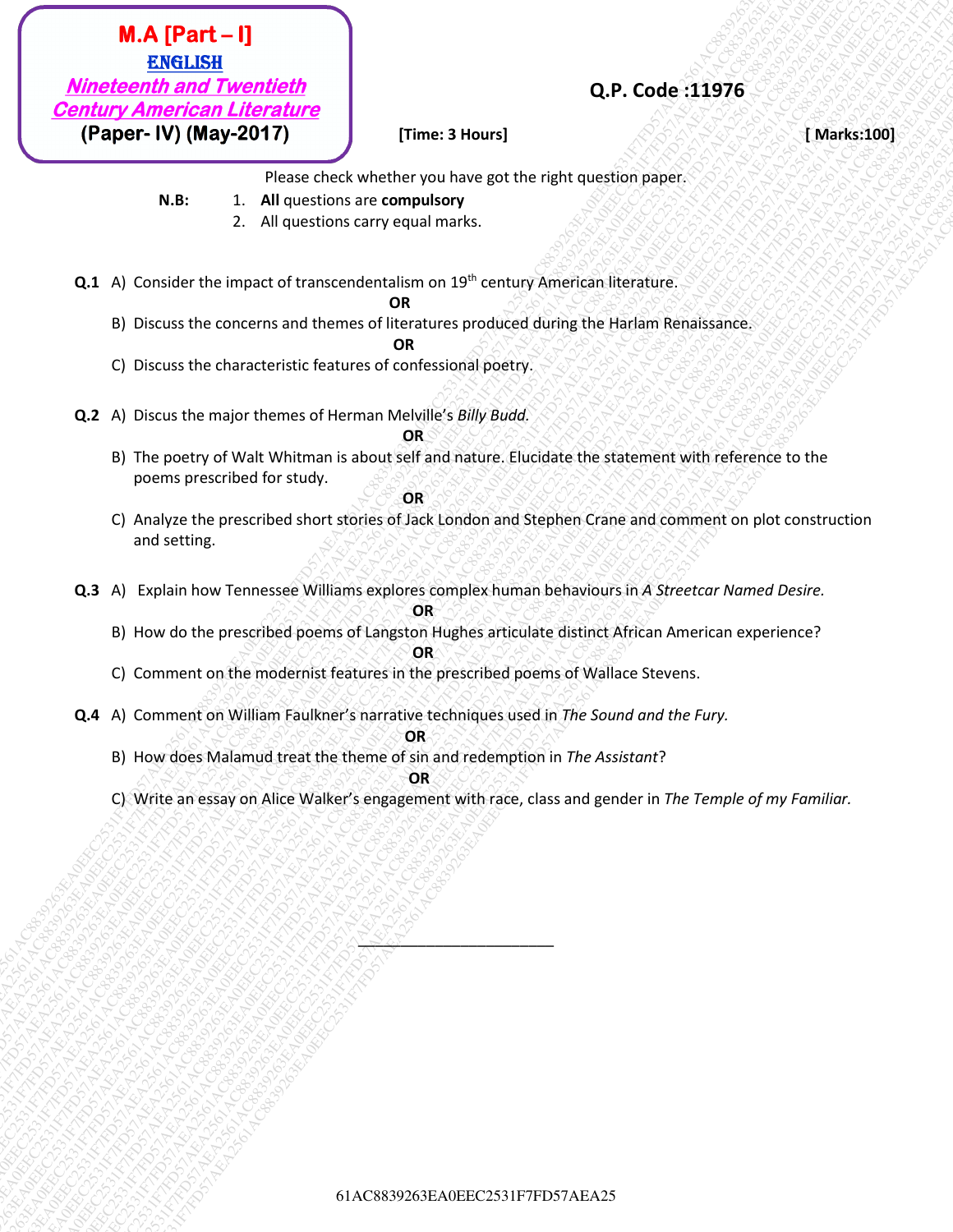**M.A [Part – I]**
**ENGLISH**
***Nineteenth and Twentieth Century American Literature***
**(Paper- IV) (May-2017)**

**Q.P. Code :11976**

**[Time: 3 Hours]** **[ Marks:100]**

Please check whether you have got the right question paper.

**N.B:**
1. **All** questions are **compulsory**
2. All questions carry equal marks.

**Q.1** A) Consider the impact of transcendentalism on 19th century American literature.

**OR**

B) Discuss the concerns and themes of literatures produced during the Harlam Renaissance.

**OR**

C) Discuss the characteristic features of confessional poetry.

**Q.2** A) Discus the major themes of Herman Melville's *Billy Budd.*

**OR**

B) The poetry of Walt Whitman is about self and nature. Elucidate the statement with reference to the poems prescribed for study.

**OR**

C) Analyze the prescribed short stories of Jack London and Stephen Crane and comment on plot construction and setting.

**Q.3** A) Explain how Tennessee Williams explores complex human behaviours in *A Streetcar Named Desire.*

**OR**

B) How do the prescribed poems of Langston Hughes articulate distinct African American experience?

**OR**

C) Comment on the modernist features in the prescribed poems of Wallace Stevens.

**Q.4** A) Comment on William Faulkner's narrative techniques used in *The Sound and the Fury.*

**OR**

B) How does Malamud treat the theme of sin and redemption in *The Assistant*?

**OR**

C) Write an essay on Alice Walker's engagement with race, class and gender in *The Temple of my Familiar.*

_______________________